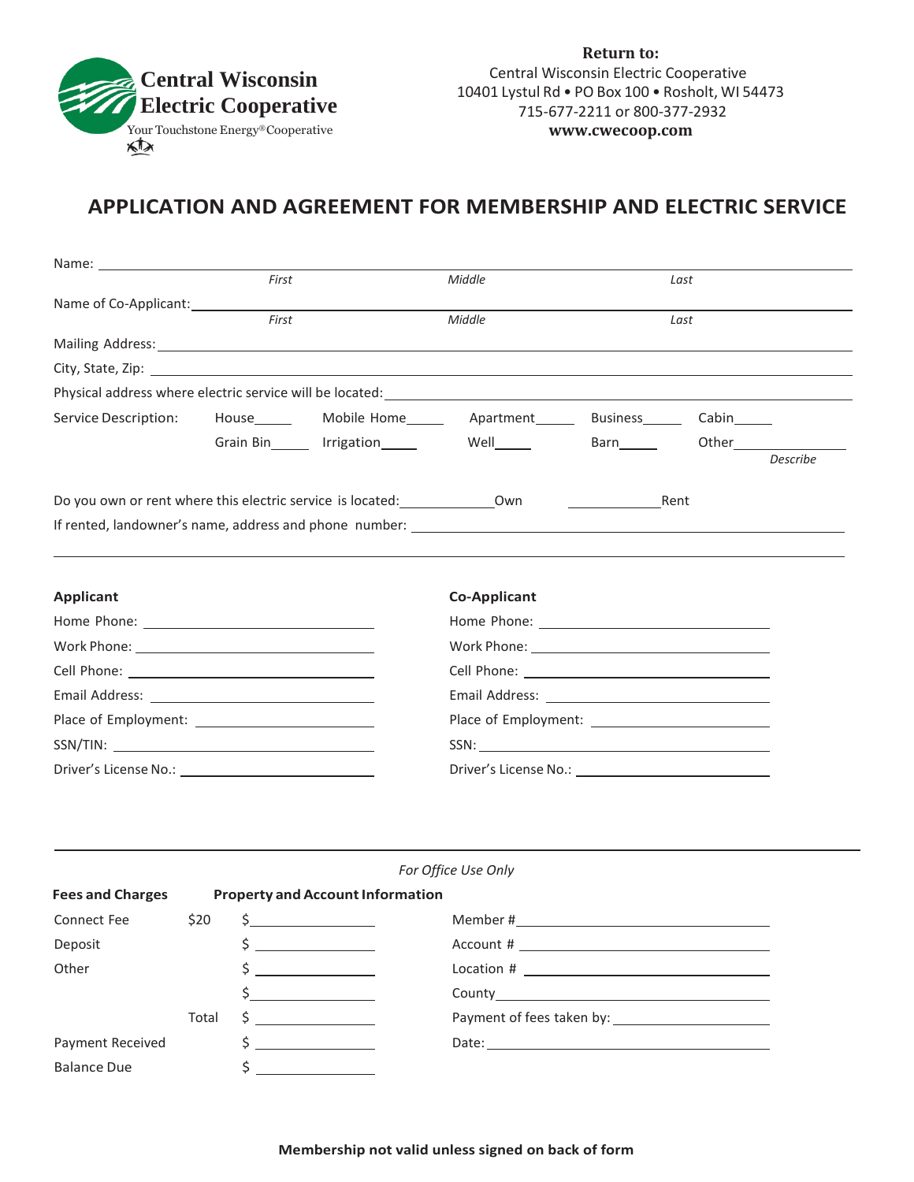**Central Wisconsin Electric Cooperative**
Your Touchstone Energy® Cooperative

**Return to:**
Central Wisconsin Electric Cooperative
10401 Lystul Rd • PO Box 100 • Rosholt, WI 54473
715-677-2211 or 800-377-2932
**www.cwecoop.com**

# APPLICATION AND AGREEMENT FOR MEMBERSHIP AND ELECTRIC SERVICE

Name: ______________________________________________
*First* *Middle* *Last*

Name of Co-Applicant: ______________________________________________
*First* *Middle* *Last*

Mailing Address: ______________________________________________

City, State, Zip: ______________________________________________

Physical address where electric service will be located: ______________________________________________

Service Description: House_____ Mobile Home_____ Apartment_____ Business_____ Cabin_____
Grain Bin_____ Irrigation_____ Well_____ Barn_____ Other_____________ *Describe*

Do you own or rent where this electric service is located: ____________Own ____________Rent

If rented, landowner's name, address and phone number: ______________________________________________

______________________________________________

**Applicant**

Home Phone: ______________________

Work Phone: ______________________

Cell Phone: ______________________

Email Address: ______________________

Place of Employment: ______________________

SSN/TIN: ______________________

Driver's License No.: ______________________

**Co-Applicant**

Home Phone: ______________________

Work Phone: ______________________

Cell Phone: ______________________

Email Address: ______________________

Place of Employment: ______________________

SSN: ______________________

Driver's License No.: ______________________

---

*For Office Use Only*

| **Fees and Charges** | | | **Property and Account Information** |
|---|---|---|---|
| Connect Fee | $20 | $_______ | Member #_______ |
| Deposit | | $_______ | Account #_______ |
| Other | | $_______ | Location #_______ |
| | | $_______ | County_______ |
| | Total | $_______ | Payment of fees taken by:_______ |
| Payment Received | | $_______ | Date:_______ |
| Balance Due | | $_______ | |

**Membership not valid unless signed on back of form**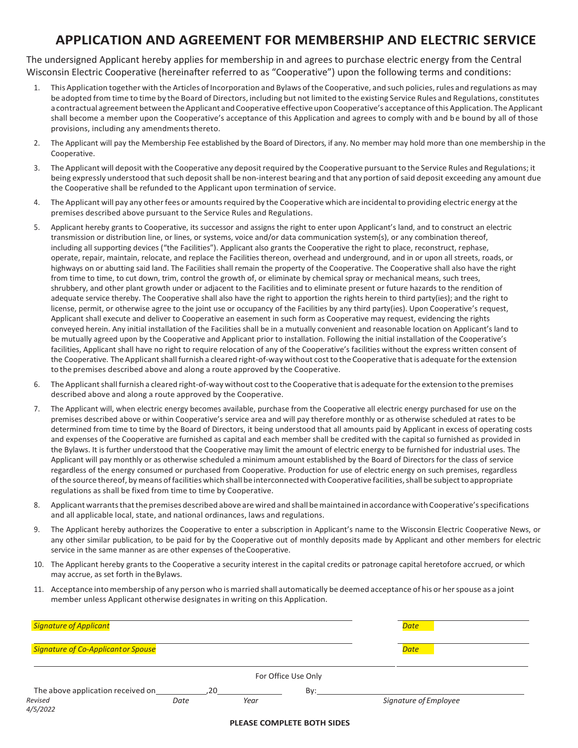# APPLICATION AND AGREEMENT FOR MEMBERSHIP AND ELECTRIC SERVICE

The undersigned Applicant hereby applies for membership in and agrees to purchase electric energy from the Central Wisconsin Electric Cooperative (hereinafter referred to as "Cooperative") upon the following terms and conditions:

1. This Application together with the Articles of Incorporation and Bylaws of the Cooperative, and such policies, rules and regulations as may be adopted from time to time by the Board of Directors, including but not limited to the existing Service Rules and Regulations, constitutes a contractual agreement between the Applicant and Cooperative effective upon Cooperative's acceptance of this Application. The Applicant shall become a member upon the Cooperative's acceptance of this Application and agrees to comply with and be bound by all of those provisions, including any amendments thereto.
2. The Applicant will pay the Membership Fee established by the Board of Directors, if any. No member may hold more than one membership in the Cooperative.
3. The Applicant will deposit with the Cooperative any deposit required by the Cooperative pursuant to the Service Rules and Regulations; it being expressly understood that such deposit shall be non-interest bearing and that any portion of said deposit exceeding any amount due the Cooperative shall be refunded to the Applicant upon termination of service.
4. The Applicant will pay any other fees or amounts required by the Cooperative which are incidental to providing electric energy at the premises described above pursuant to the Service Rules and Regulations.
5. Applicant hereby grants to Cooperative, its successor and assigns the right to enter upon Applicant's land, and to construct an electric transmission or distribution line, or lines, or systems, voice and/or data communication system(s), or any combination thereof, including all supporting devices ("the Facilities"). Applicant also grants the Cooperative the right to place, reconstruct, rephase, operate, repair, maintain, relocate, and replace the Facilities thereon, overhead and underground, and in or upon all streets, roads, or highways on or abutting said land. The Facilities shall remain the property of the Cooperative. The Cooperative shall also have the right from time to time, to cut down, trim, control the growth of, or eliminate by chemical spray or mechanical means, such trees, shrubbery, and other plant growth under or adjacent to the Facilities and to eliminate present or future hazards to the rendition of adequate service thereby. The Cooperative shall also have the right to apportion the rights herein to third party(ies); and the right to license, permit, or otherwise agree to the joint use or occupancy of the Facilities by any third party(ies). Upon Cooperative's request, Applicant shall execute and deliver to Cooperative an easement in such form as Cooperative may request, evidencing the rights conveyed herein. Any initial installation of the Facilities shall be in a mutually convenient and reasonable location on Applicant's land to be mutually agreed upon by the Cooperative and Applicant prior to installation. Following the initial installation of the Cooperative's facilities, Applicant shall have no right to require relocation of any of the Cooperative's facilities without the express written consent of the Cooperative. The Applicant shall furnish a cleared right-of-way without cost to the Cooperative that is adequate for the extension to the premises described above and along a route approved by the Cooperative.
6. The Applicant shall furnish a cleared right-of-way without cost to the Cooperative that is adequate for the extension to the premises described above and along a route approved by the Cooperative.
7. The Applicant will, when electric energy becomes available, purchase from the Cooperative all electric energy purchased for use on the premises described above or within Cooperative's service area and will pay therefore monthly or as otherwise scheduled at rates to be determined from time to time by the Board of Directors, it being understood that all amounts paid by Applicant in excess of operating costs and expenses of the Cooperative are furnished as capital and each member shall be credited with the capital so furnished as provided in the Bylaws. It is further understood that the Cooperative may limit the amount of electric energy to be furnished for industrial uses. The Applicant will pay monthly or as otherwise scheduled a minimum amount established by the Board of Directors for the class of service regardless of the energy consumed or purchased from Cooperative. Production for use of electric energy on such premises, regardless of the source thereof, by means of facilities which shall be interconnected with Cooperative facilities, shall be subject to appropriate regulations as shall be fixed from time to time by Cooperative.
8. Applicant warrants that the premises described above are wired and shall be maintained in accordance with Cooperative's specifications and all applicable local, state, and national ordinances, laws and regulations.
9. The Applicant hereby authorizes the Cooperative to enter a subscription in Applicant's name to the Wisconsin Electric Cooperative News, or any other similar publication, to be paid for by the Cooperative out of monthly deposits made by Applicant and other members for electric service in the same manner as are other expenses of the Cooperative.
10. The Applicant hereby grants to the Cooperative a security interest in the capital credits or patronage capital heretofore accrued, or which may accrue, as set forth in the Bylaws.
11. Acceptance into membership of any person who is married shall automatically be deemed acceptance of his or her spouse as a joint member unless Applicant otherwise designates in writing on this Application.

_______________________________________ _______________
*Signature of Applicant* *Date*

_______________________________________ _______________
*Signature of Co-Applicant or Spouse* *Date*

For Office Use Only

The above application received on __________, 20________ By: ______________________________
*Date* *Year* *Signature of Employee*

*Revised 4/5/2022*

**PLEASE COMPLETE BOTH SIDES**